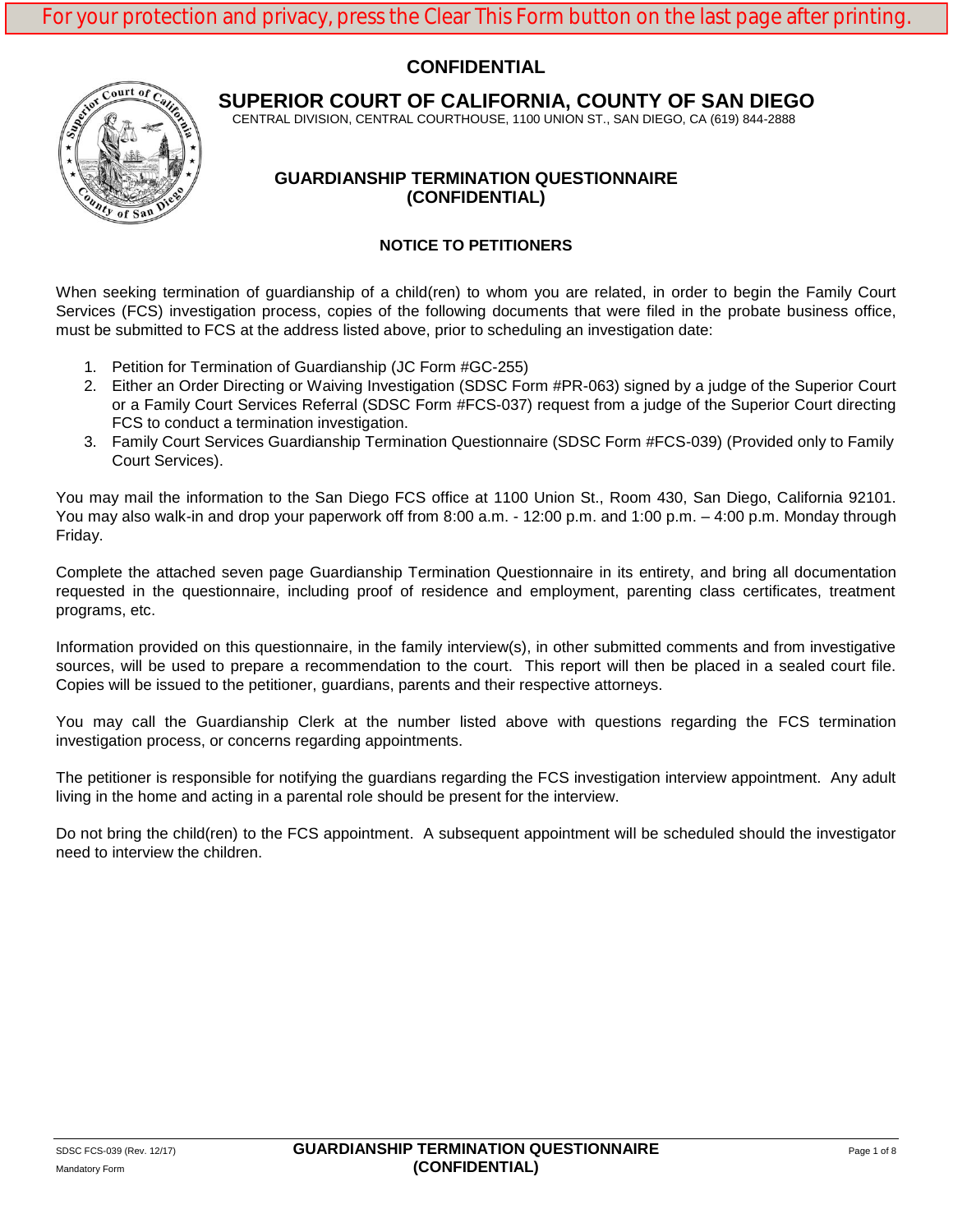For your protection and privacy, press the Clear This Form button on the last page after printing.

**CONFIDENTIAL**

# SUPERIOR COURT OF CALIFORNIA, COUNTY OF SAN DIEGO

CENTRAL DIVISION, CENTRAL COURTHOUSE, 1100 UNION ST., SAN DIEGO, CA (619) 844-2888

## GUARDIANSHIP TERMINATION QUESTIONNAIRE (CONFIDENTIAL)

### NOTICE TO PETITIONERS

When seeking termination of guardianship of a child(ren) to whom you are related, in order to begin the Family Court Services (FCS) investigation process, copies of the following documents that were filed in the probate business office, must be submitted to FCS at the address listed above, prior to scheduling an investigation date:

1. Petition for Termination of Guardianship (JC Form #GC-255)
2. Either an Order Directing or Waiving Investigation (SDSC Form #PR-063) signed by a judge of the Superior Court or a Family Court Services Referral (SDSC Form #FCS-037) request from a judge of the Superior Court directing FCS to conduct a termination investigation.
3. Family Court Services Guardianship Termination Questionnaire (SDSC Form #FCS-039) (Provided only to Family Court Services).

You may mail the information to the San Diego FCS office at 1100 Union St., Room 430, San Diego, California 92101. You may also walk-in and drop your paperwork off from 8:00 a.m. - 12:00 p.m. and 1:00 p.m. – 4:00 p.m. Monday through Friday.

Complete the attached seven page Guardianship Termination Questionnaire in its entirety, and bring all documentation requested in the questionnaire, including proof of residence and employment, parenting class certificates, treatment programs, etc.

Information provided on this questionnaire, in the family interview(s), in other submitted comments and from investigative sources, will be used to prepare a recommendation to the court. This report will then be placed in a sealed court file. Copies will be issued to the petitioner, guardians, parents and their respective attorneys.

You may call the Guardianship Clerk at the number listed above with questions regarding the FCS termination investigation process, or concerns regarding appointments.

The petitioner is responsible for notifying the guardians regarding the FCS investigation interview appointment. Any adult living in the home and acting in a parental role should be present for the interview.

Do not bring the child(ren) to the FCS appointment. A subsequent appointment will be scheduled should the investigator need to interview the children.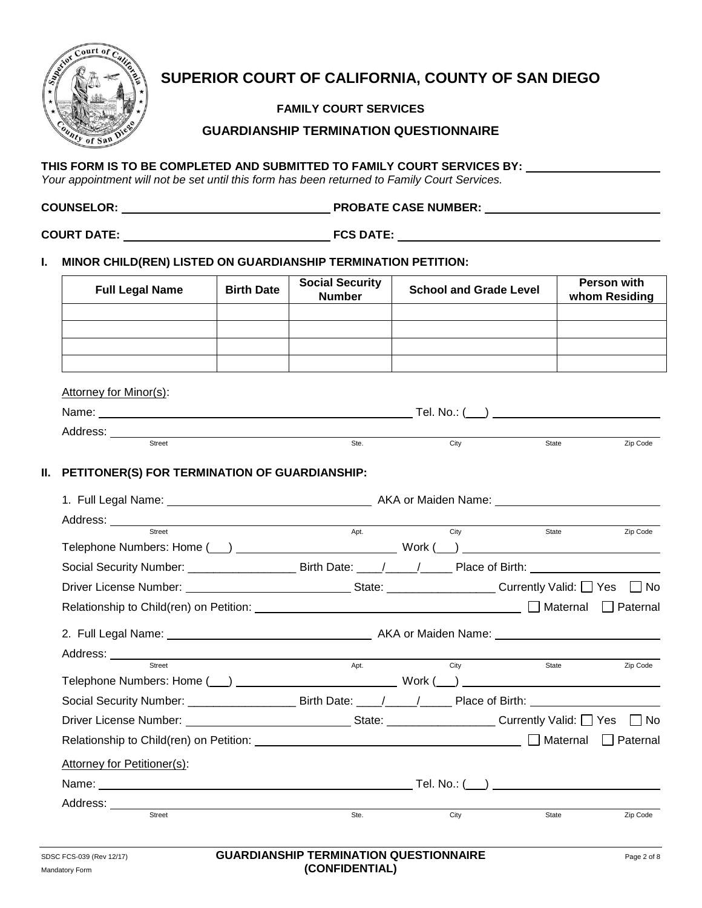# SUPERIOR COURT OF CALIFORNIA, COUNTY OF SAN DIEGO

**FAMILY COURT SERVICES**

**GUARDIANSHIP TERMINATION QUESTIONNAIRE**

**THIS FORM IS TO BE COMPLETED AND SUBMITTED TO FAMILY COURT SERVICES BY:** ____________________

*Your appointment will not be set until this form has been returned to Family Court Services.*

**COUNSELOR:** ______________________________ **PROBATE CASE NUMBER:** ______________________________

**COURT DATE:** ______________________________ **FCS DATE:** ______________________________

## I. MINOR CHILD(REN) LISTED ON GUARDIANSHIP TERMINATION PETITION:

| Full Legal Name | Birth Date | Social Security Number | School and Grade Level | Person with whom Residing |
|---|---|---|---|---|
| | | | | |
| | | | | |
| | | | | |
| | | | | |

Attorney for Minor(s):

Name: ______________________________ Tel. No.: (___) ______________________________

Address: ______________________________
Street Ste. City State Zip Code

## II. PETITIONER(S) FOR TERMINATION OF GUARDIANSHIP:

1. Full Legal Name: ______________________________ AKA or Maiden Name: ______________________________

   Address: ______________________________
   Street Apt. City State Zip Code

   Telephone Numbers: Home (___) ______________________________ Work (___) ______________________________

   Social Security Number: _________________ Birth Date: ____/_____/_____ Place of Birth: ____________________

   Driver License Number: _________________________ State: _________________ Currently Valid: ☐ Yes ☐ No

   Relationship to Child(ren) on Petition: ______________________________ ☐ Maternal ☐ Paternal

2. Full Legal Name: ______________________________ AKA or Maiden Name: ______________________________

   Address: ______________________________
   Street Apt. City State Zip Code

   Telephone Numbers: Home (___) ______________________________ Work (___) ______________________________

   Social Security Number: _________________ Birth Date: ____/_____/_____ Place of Birth: ____________________

   Driver License Number: _________________________ State: _________________ Currently Valid: ☐ Yes ☐ No

   Relationship to Child(ren) on Petition: ______________________________ ☐ Maternal ☐ Paternal

Attorney for Petitioner(s):

Name: ______________________________ Tel. No.: (___) ______________________________

Address: ______________________________
Street Ste. City State Zip Code

SDSC FCS-039 (Rev 12/17)
Mandatory Form

**GUARDIANSHIP TERMINATION QUESTIONNAIRE (CONFIDENTIAL)**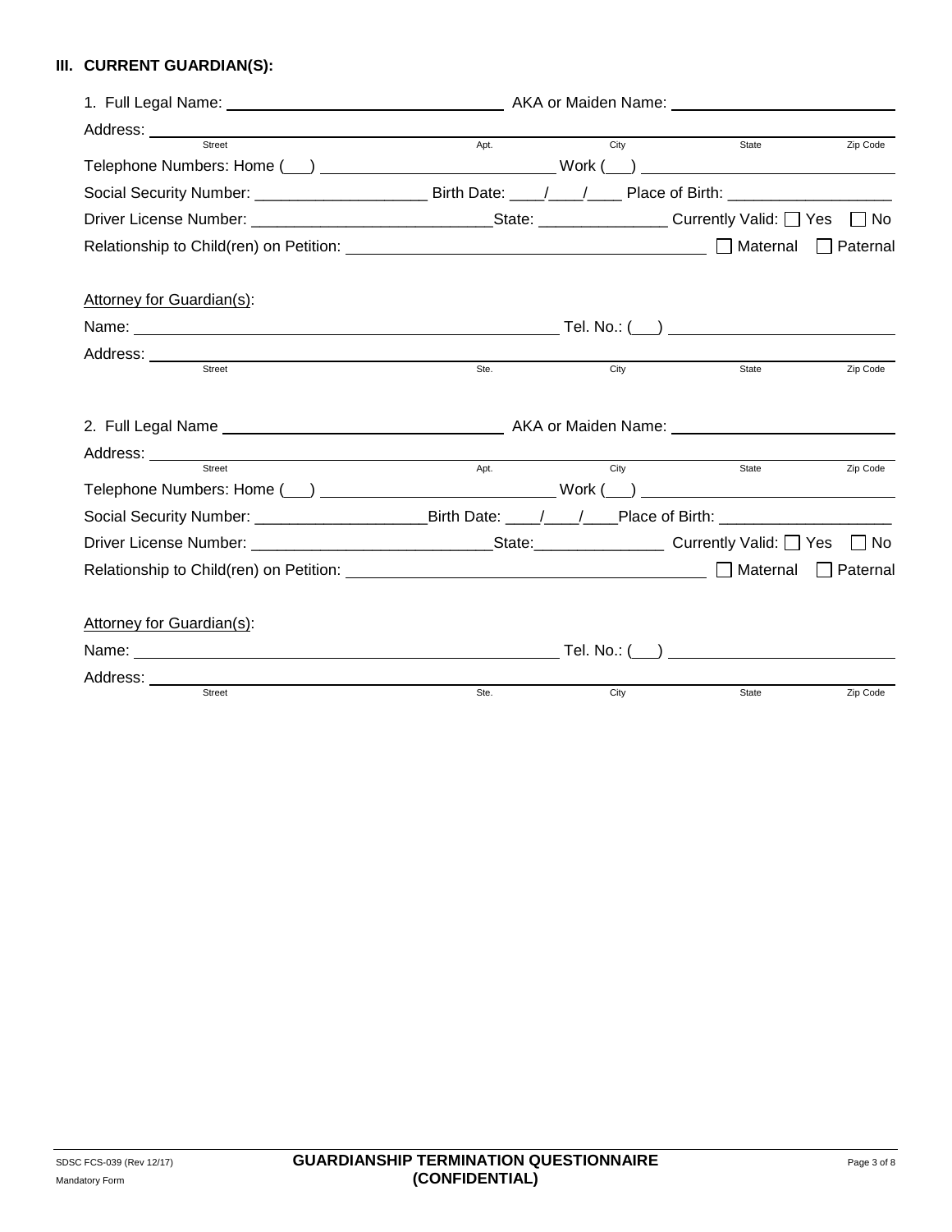### III. CURRENT GUARDIAN(S):

1. Full Legal Name: ______________________________ AKA or Maiden Name: ______________________________

Address: ______________________________________________________________________________
Street Apt. City State Zip Code

Telephone Numbers: Home (___) ______________________________ Work (___) ______________________________

Social Security Number: ____________________ Birth Date: ____/____/____ Place of Birth: ___________________

Driver License Number: ____________________________State: _______________ Currently Valid: ☐ Yes ☐ No

Relationship to Child(ren) on Petition: ________________________________________ ☐ Maternal ☐ Paternal

Attorney for Guardian(s):

Name: ______________________________________________ Tel. No.: (___) ______________________________

Address: ______________________________________________________________________________
Street Ste. City State Zip Code

2. Full Legal Name ______________________________ AKA or Maiden Name: ______________________________

Address: ______________________________________________________________________________
Street Apt. City State Zip Code

Telephone Numbers: Home (___) ______________________________ Work (___) ______________________________

Social Security Number: ____________________Birth Date: ____/____/____Place of Birth: ____________________

Driver License Number: ____________________________State:_______________ Currently Valid: ☐ Yes ☐ No

Relationship to Child(ren) on Petition: ________________________________________ ☐ Maternal ☐ Paternal

Attorney for Guardian(s):

Name: ______________________________________________ Tel. No.: (___) ______________________________

Address: ______________________________________________________________________________
Street Ste. City State Zip Code

SDSC FCS-039 (Rev 12/17)
Mandatory Form

**GUARDIANSHIP TERMINATION QUESTIONNAIRE**
**(CONFIDENTIAL)**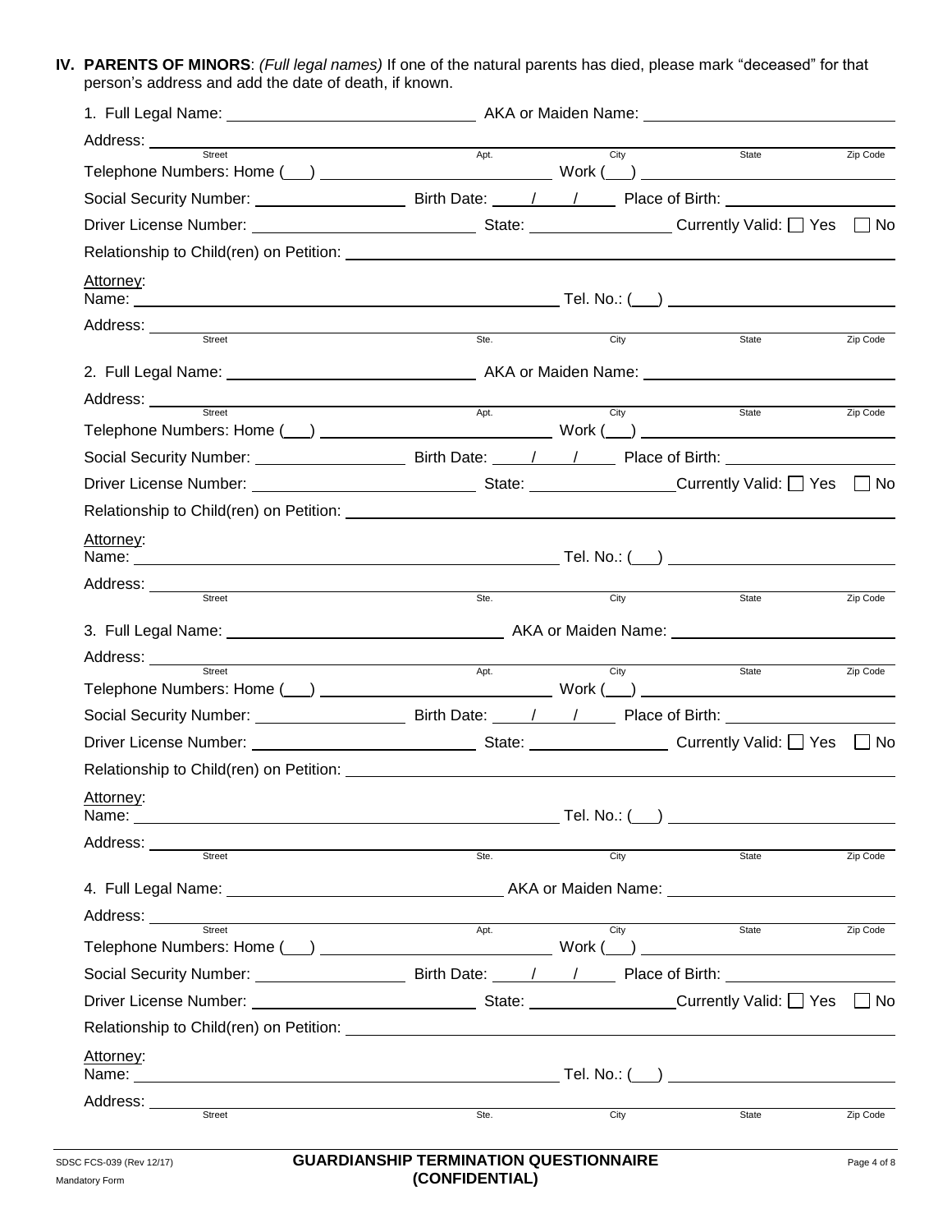**IV. PARENTS OF MINORS**: *(Full legal names)* If one of the natural parents has died, please mark "deceased" for that person's address and add the date of death, if known.

1. Full Legal Name: ______________________ AKA or Maiden Name: ______________________

Address: ______________________
Street Apt. City State Zip Code

Telephone Numbers: Home (___) ______________________ Work (___) ______________________

Social Security Number: ______________ Birth Date: ____/____/____ Place of Birth: ______________

Driver License Number: ______________________ State: ______________ Currently Valid: ☐ Yes ☐ No

Relationship to Child(ren) on Petition: ______________________

Attorney:
Name: ______________________ Tel. No.: (___) ______________________

Address: ______________________
Street Ste. City State Zip Code

2. Full Legal Name: ______________________ AKA or Maiden Name: ______________________

Address: ______________________
Street Apt. City State Zip Code

Telephone Numbers: Home (___) ______________________ Work (___) ______________________

Social Security Number: ______________ Birth Date: ____/____/____ Place of Birth: ______________

Driver License Number: ______________________ State: ______________ Currently Valid: ☐ Yes ☐ No

Relationship to Child(ren) on Petition: ______________________

Attorney:
Name: ______________________ Tel. No.: (___) ______________________

Address: ______________________
Street Ste. City State Zip Code

3. Full Legal Name: ______________________ AKA or Maiden Name: ______________________

Address: ______________________
Street Apt. City State Zip Code

Telephone Numbers: Home (___) ______________________ Work (___) ______________________

Social Security Number: ______________ Birth Date: ____/____/____ Place of Birth: ______________

Driver License Number: ______________________ State: ______________ Currently Valid: ☐ Yes ☐ No

Relationship to Child(ren) on Petition: ______________________

Attorney:
Name: ______________________ Tel. No.: (___) ______________________

Address: ______________________
Street Ste. City State Zip Code

4. Full Legal Name: ______________________ AKA or Maiden Name: ______________________

Address: ______________________
Street Apt. City State Zip Code

Telephone Numbers: Home (___) ______________________ Work (___) ______________________

Social Security Number: ______________ Birth Date: ____/____/____ Place of Birth: ______________

Driver License Number: ______________________ State: ______________ Currently Valid: ☐ Yes ☐ No

Relationship to Child(ren) on Petition: ______________________

Attorney:
Name: ______________________ Tel. No.: (___) ______________________

Address: ______________________
Street Ste. City State Zip Code

SDSC FCS-039 (Rev 12/17)
Mandatory Form

**GUARDIANSHIP TERMINATION QUESTIONNAIRE (CONFIDENTIAL)**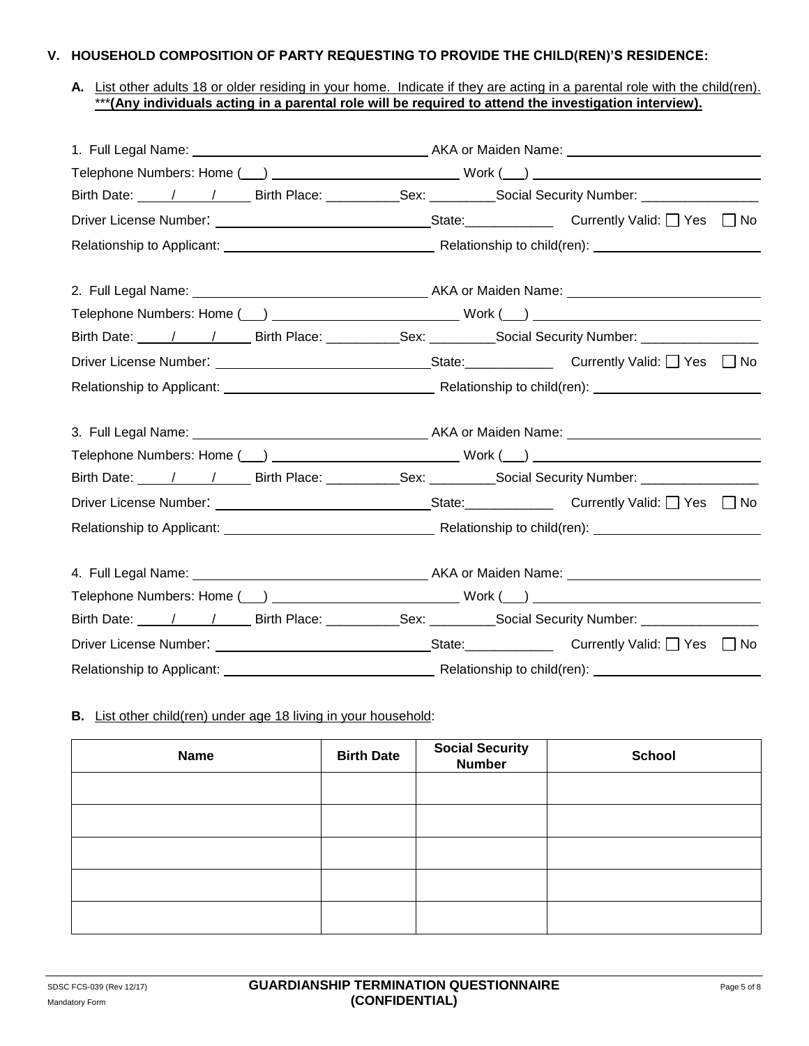## V. HOUSEHOLD COMPOSITION OF PARTY REQUESTING TO PROVIDE THE CHILD(REN)'S RESIDENCE:

**A.** List other adults 18 or older residing in your home. Indicate if they are acting in a parental role with the child(ren). *****(Any individuals acting in a parental role will be required to attend the investigation interview).**

1. Full Legal Name: ______________________________ AKA or Maiden Name: ______________________________

Telephone Numbers: Home (___) ______________________ Work (___) ______________________

Birth Date: ____/____/____ Birth Place: __________Sex: _________Social Security Number: ________________

Driver License Number: ______________________________State:____________ Currently Valid: ☐ Yes ☐ No

Relationship to Applicant: ______________________________ Relationship to child(ren): ______________________

2. Full Legal Name: ______________________________ AKA or Maiden Name: ______________________________

Telephone Numbers: Home (___) ______________________ Work (___) ______________________

Birth Date: ____/____/____ Birth Place: __________Sex: _________Social Security Number: ________________

Driver License Number: ______________________________State:____________ Currently Valid: ☐ Yes ☐ No

Relationship to Applicant: ______________________________ Relationship to child(ren): ______________________

3. Full Legal Name: ______________________________ AKA or Maiden Name: ______________________________

Telephone Numbers: Home (___) ______________________ Work (___) ______________________

Birth Date: ____/____/____ Birth Place: __________Sex: _________Social Security Number: ________________

Driver License Number: ______________________________State:____________ Currently Valid: ☐ Yes ☐ No

Relationship to Applicant: ______________________________ Relationship to child(ren): ______________________

4. Full Legal Name: ______________________________ AKA or Maiden Name: ______________________________

Telephone Numbers: Home (___) ______________________ Work (___) ______________________

Birth Date: ____/____/____ Birth Place: __________Sex: _________Social Security Number: ________________

Driver License Number: ______________________________State:____________ Currently Valid: ☐ Yes ☐ No

Relationship to Applicant: ______________________________ Relationship to child(ren): ______________________

**B.** List other child(ren) under age 18 living in your household:

| Name | Birth Date | Social Security Number | School |
|---|---|---|---|
| | | | |
| | | | |
| | | | |
| | | | |
| | | | |

SDSC FCS-039 (Rev 12/17)
Mandatory Form

**GUARDIANSHIP TERMINATION QUESTIONNAIRE (CONFIDENTIAL)**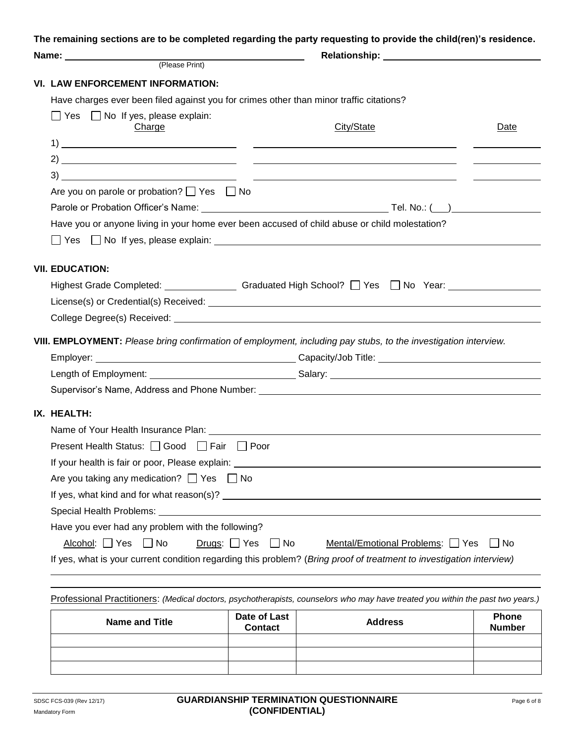**The remaining sections are to be completed regarding the party requesting to provide the child(ren)'s residence.**

**Name:** ______________________________ (Please Print) **Relationship:** ______________________________

## VI. LAW ENFORCEMENT INFORMATION:

Have charges ever been filed against you for crimes other than minor traffic citations?

☐ Yes ☐ No If yes, please explain:

| Charge | City/State | Date |
| --- | --- | --- |
| 1) | | |
| 2) | | |
| 3) | | |

Are you on parole or probation? ☐ Yes ☐ No

Parole or Probation Officer's Name: ______________________________ Tel. No.: (___)______________

Have you or anyone living in your home ever been accused of child abuse or child molestation?

☐ Yes ☐ No If yes, please explain: ______________________________

## VII. EDUCATION:

Highest Grade Completed: ____________ Graduated High School? ☐ Yes ☐ No Year: ______________

License(s) or Credential(s) Received: ______________________________

College Degree(s) Received: ______________________________

## VIII. EMPLOYMENT: *Please bring confirmation of employment, including pay stubs, to the investigation interview.*

Employer: ______________________________ Capacity/Job Title: ______________________________

Length of Employment: ______________________________ Salary: ______________________________

Supervisor's Name, Address and Phone Number: ______________________________

## IX. HEALTH:

Name of Your Health Insurance Plan: ______________________________

Present Health Status: ☐ Good ☐ Fair ☐ Poor

If your health is fair or poor, Please explain: ______________________________

Are you taking any medication? ☐ Yes ☐ No

If yes, what kind and for what reason(s)? ______________________________

Special Health Problems: ______________________________

Have you ever had any problem with the following?

Alcohol: ☐ Yes ☐ No Drugs: ☐ Yes ☐ No Mental/Emotional Problems: ☐ Yes ☐ No

If yes, what is your current condition regarding this problem? (*Bring proof of treatment to investigation interview)*

______________________________

______________________________

Professional Practitioners: *(Medical doctors, psychotherapists, counselors who may have treated you within the past two years.)*

| Name and Title | Date of Last Contact | Address | Phone Number |
| --- | --- | --- | --- |
| | | | |
| | | | |
| | | | |

SDSC FCS-039 (Rev 12/17)
Mandatory Form

**GUARDIANSHIP TERMINATION QUESTIONNAIRE (CONFIDENTIAL)**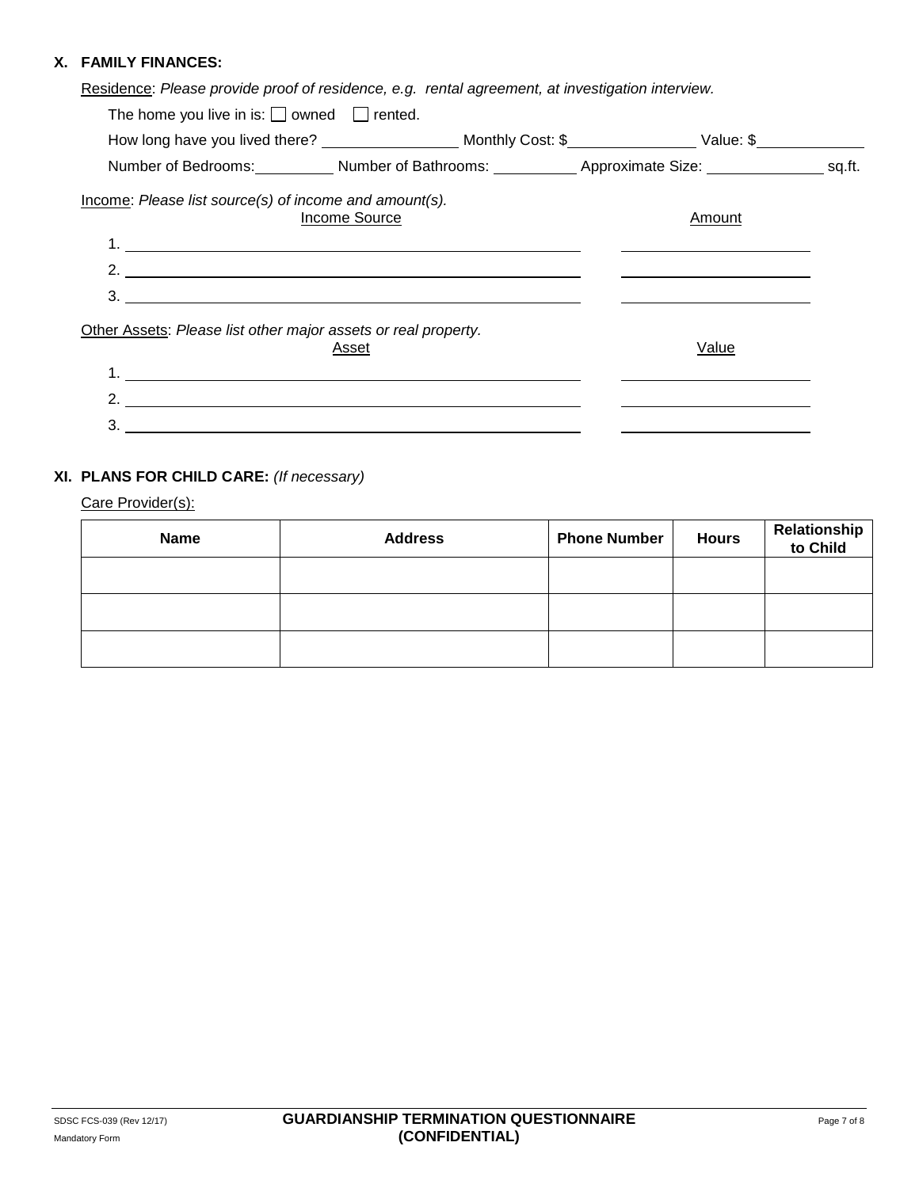## X. FAMILY FINANCES:

Residence: *Please provide proof of residence, e.g. rental agreement, at investigation interview.*

The home you live in is: ☐ owned ☐ rented.

How long have you lived there? ________________ Monthly Cost: $________________ Value: $______________

Number of Bedrooms: __________ Number of Bathrooms: __________ Approximate Size: ______________ sq.ft.

Income: *Please list source(s) of income and amount(s).*

| Income Source | Amount |
|---|---|
| 1. | |
| 2. | |
| 3. | |

Other Assets: *Please list other major assets or real property.*

| Asset | Value |
|---|---|
| 1. | |
| 2. | |
| 3. | |

## XI. PLANS FOR CHILD CARE: *(If necessary)*

Care Provider(s):

| Name | Address | Phone Number | Hours | Relationship to Child |
|---|---|---|---|---|
| | | | | |
| | | | | |
| | | | | |

SDSC FCS-039 (Rev 12/17)
Mandatory Form

**GUARDIANSHIP TERMINATION QUESTIONNAIRE (CONFIDENTIAL)**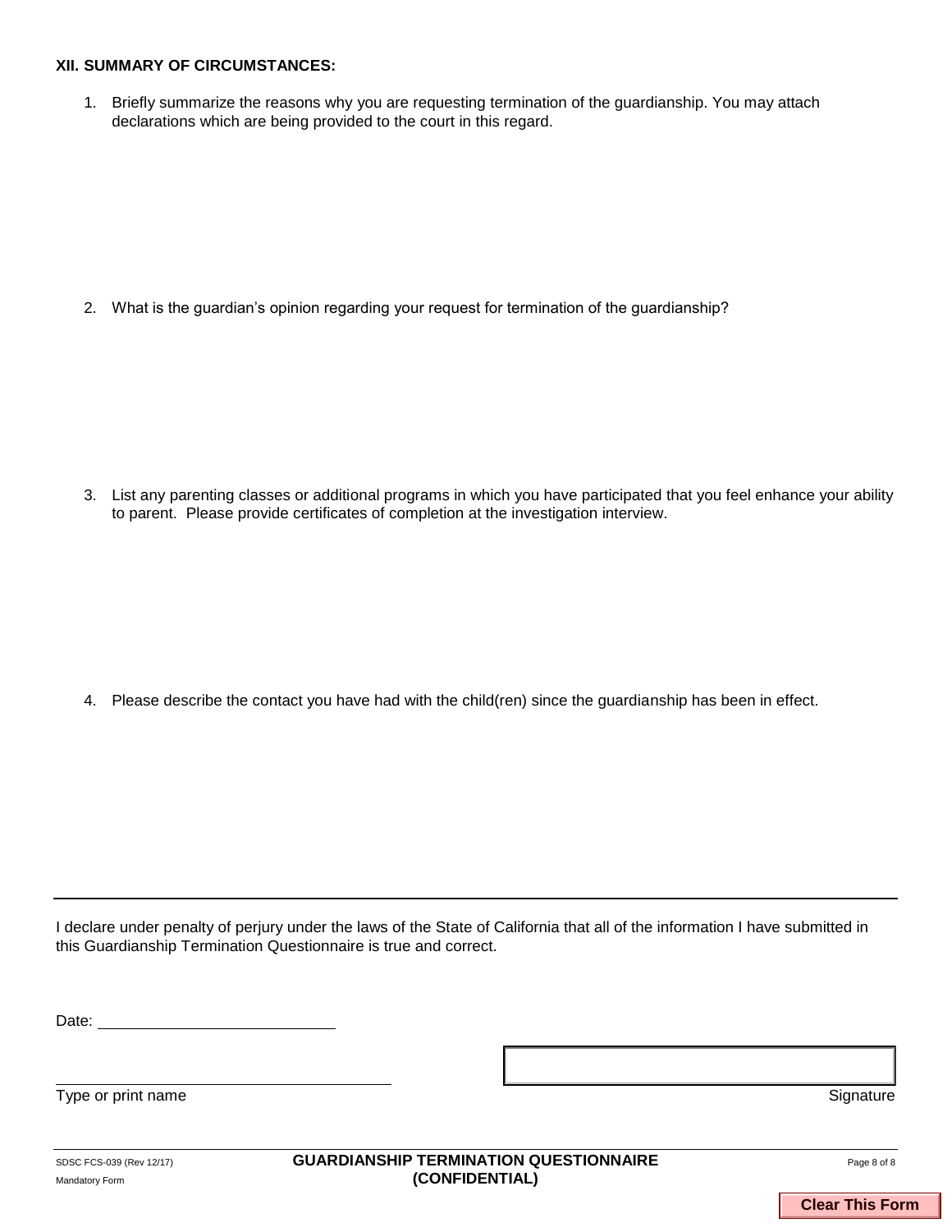### XII. SUMMARY OF CIRCUMSTANCES:

1. Briefly summarize the reasons why you are requesting termination of the guardianship. You may attach declarations which are being provided to the court in this regard.

2. What is the guardian's opinion regarding your request for termination of the guardianship?

3. List any parenting classes or additional programs in which you have participated that you feel enhance your ability to parent. Please provide certificates of completion at the investigation interview.

4. Please describe the contact you have had with the child(ren) since the guardianship has been in effect.

---

I declare under penalty of perjury under the laws of the State of California that all of the information I have submitted in this Guardianship Termination Questionnaire is true and correct.

Date: ____________________________

____________________________________ 
Type or print name

Signature

SDSC FCS-039 (Rev 12/17)
Mandatory Form

**GUARDIANSHIP TERMINATION QUESTIONNAIRE (CONFIDENTIAL)**

Clear This Form